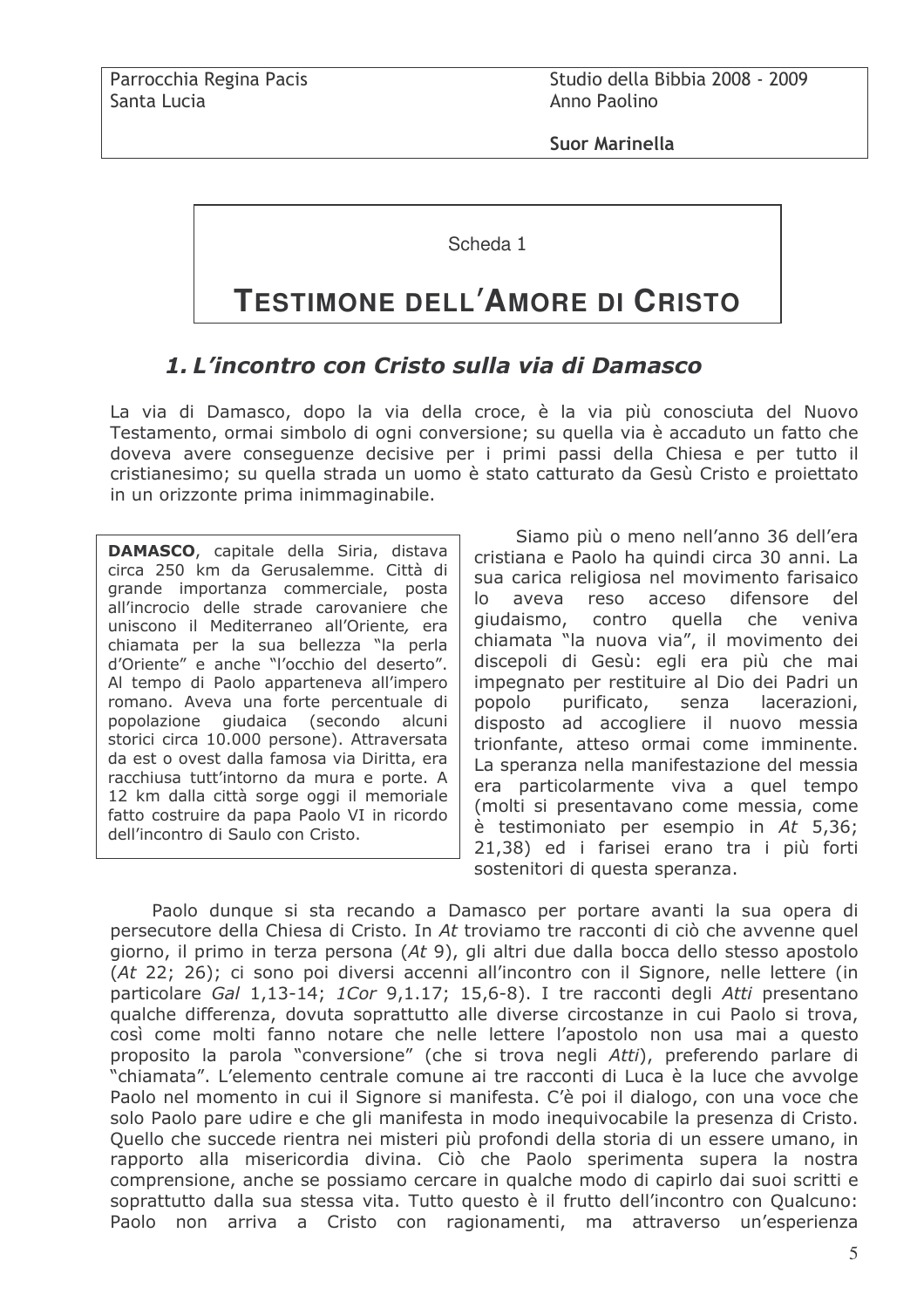| | |
|---|---|
| Parrocchia Regina Pacis<br>Santa Lucia | Studio della Bibbia 2008 - 2009<br>Anno Paolino<br><br>**Suor Marinella** |

Scheda 1

# TESTIMONE DELL'AMORE DI CRISTO

## *1. L'incontro con Cristo sulla via di Damasco*

La via di Damasco, dopo la via della croce, è la via più conosciuta del Nuovo Testamento, ormai simbolo di ogni conversione; su quella via è accaduto un fatto che doveva avere conseguenze decisive per i primi passi della Chiesa e per tutto il cristianesimo; su quella strada un uomo è stato catturato da Gesù Cristo e proiettato in un orizzonte prima inimmaginabile.

> **DAMASCO**, capitale della Siria, distava circa 250 km da Gerusalemme. Città di grande importanza commerciale, posta all'incrocio delle strade carovaniere che uniscono il Mediterraneo all'Oriente, era chiamata per la sua bellezza "la perla d'Oriente" e anche "l'occhio del deserto". Al tempo di Paolo apparteneva all'impero romano. Aveva una forte percentuale di popolazione giudaica (secondo alcuni storici circa 10.000 persone). Attraversata da est o ovest dalla famosa via Diritta, era racchiusa tutt'intorno da mura e porte. A 12 km dalla città sorge oggi il memoriale fatto costruire da papa Paolo VI in ricordo dell'incontro di Saulo con Cristo.

Siamo più o meno nell'anno 36 dell'era cristiana e Paolo ha quindi circa 30 anni. La sua carica religiosa nel movimento farisaico lo aveva reso acceso difensore del giudaismo, contro quella che veniva chiamata "la nuova via", il movimento dei discepoli di Gesù: egli era più che mai impegnato per restituire al Dio dei Padri un popolo purificato, senza lacerazioni, disposto ad accogliere il nuovo messia trionfante, atteso ormai come imminente. La speranza nella manifestazione del messia era particolarmente viva a quel tempo (molti si presentavano come messia, come è testimoniato per esempio in *At* 5,36; 21,38) ed i farisei erano tra i più forti sostenitori di questa speranza.

Paolo dunque si sta recando a Damasco per portare avanti la sua opera di persecutore della Chiesa di Cristo. In *At* troviamo tre racconti di ciò che avvenne quel giorno, il primo in terza persona (*At* 9), gli altri due dalla bocca dello stesso apostolo (*At* 22; 26); ci sono poi diversi accenni all'incontro con il Signore, nelle lettere (in particolare *Gal* 1,13-14; *1Cor* 9,1.17; 15,6-8). I tre racconti degli *Atti* presentano qualche differenza, dovuta soprattutto alle diverse circostanze in cui Paolo si trova, così come molti fanno notare che nelle lettere l'apostolo non usa mai a questo proposito la parola "conversione" (che si trova negli *Atti*), preferendo parlare di "chiamata". L'elemento centrale comune ai tre racconti di Luca è la luce che avvolge Paolo nel momento in cui il Signore si manifesta. C'è poi il dialogo, con una voce che solo Paolo pare udire e che gli manifesta in modo inequivocabile la presenza di Cristo. Quello che succede rientra nei misteri più profondi della storia di un essere umano, in rapporto alla misericordia divina. Ciò che Paolo sperimenta supera la nostra comprensione, anche se possiamo cercare in qualche modo di capirlo dai suoi scritti e soprattutto dalla sua stessa vita. Tutto questo è il frutto dell'incontro con Qualcuno: Paolo non arriva a Cristo con ragionamenti, ma attraverso un'esperienza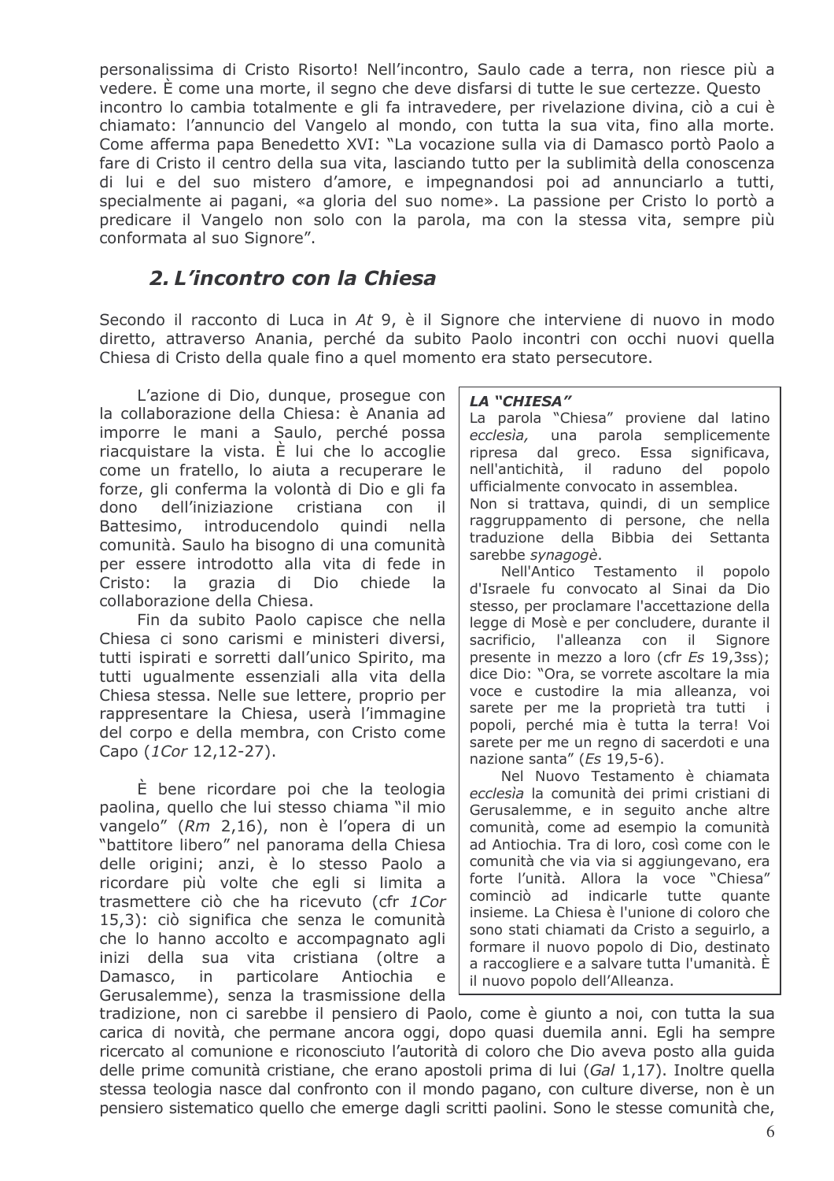personalissima di Cristo Risorto! Nell'incontro, Saulo cade a terra, non riesce più a vedere. È come una morte, il segno che deve disfarsi di tutte le sue certezze. Questo incontro lo cambia totalmente e gli fa intravedere, per rivelazione divina, ciò a cui è chiamato: l'annuncio del Vangelo al mondo, con tutta la sua vita, fino alla morte. Come afferma papa Benedetto XVI: "La vocazione sulla via di Damasco portò Paolo a fare di Cristo il centro della sua vita, lasciando tutto per la sublimità della conoscenza di lui e del suo mistero d'amore, e impegnandosi poi ad annunciarlo a tutti, specialmente ai pagani, «a gloria del suo nome». La passione per Cristo lo portò a predicare il Vangelo non solo con la parola, ma con la stessa vita, sempre più conformata al suo Signore".

## 2. L'incontro con la Chiesa

Secondo il racconto di Luca in *At* 9, è il Signore che interviene di nuovo in modo diretto, attraverso Anania, perché da subito Paolo incontri con occhi nuovi quella Chiesa di Cristo della quale fino a quel momento era stato persecutore.

L'azione di Dio, dunque, prosegue con la collaborazione della Chiesa: è Anania ad imporre le mani a Saulo, perché possa riacquistare la vista. È lui che lo accoglie come un fratello, lo aiuta a recuperare le forze, gli conferma la volontà di Dio e gli fa dono dell'iniziazione cristiana con il Battesimo, introducendolo quindi nella comunità. Saulo ha bisogno di una comunità per essere introdotto alla vita di fede in Cristo: la grazia di Dio chiede la collaborazione della Chiesa.

Fin da subito Paolo capisce che nella Chiesa ci sono carismi e ministeri diversi, tutti ispirati e sorretti dall'unico Spirito, ma tutti ugualmente essenziali alla vita della Chiesa stessa. Nelle sue lettere, proprio per rappresentare la Chiesa, userà l'immagine del corpo e della membra, con Cristo come Capo (*1Cor* 12,12-27).

È bene ricordare poi che la teologia paolina, quello che lui stesso chiama "il mio vangelo" (*Rm* 2,16), non è l'opera di un "battitore libero" nel panorama della Chiesa delle origini; anzi, è lo stesso Paolo a ricordare più volte che egli si limita a trasmettere ciò che ha ricevuto (cfr *1Cor* 15,3): ciò significa che senza le comunità che lo hanno accolto e accompagnato agli inizi della sua vita cristiana (oltre a Damasco, in particolare Antiochia e Gerusalemme), senza la trasmissione della tradizione, non ci sarebbe il pensiero di Paolo, come è giunto a noi, con tutta la sua carica di novità, che permane ancora oggi, dopo quasi duemila anni. Egli ha sempre ricercato al comunione e riconosciuto l'autorità di coloro che Dio aveva posto alla guida delle prime comunità cristiane, che erano apostoli prima di lui (*Gal* 1,17). Inoltre quella stessa teologia nasce dal confronto con il mondo pagano, con culture diverse, non è un pensiero sistematico quello che emerge dagli scritti paolini. Sono le stesse comunità che,

> ***LA "CHIESA"***
>
> La parola "Chiesa" proviene dal latino *ecclesìa,* una parola semplicemente ripresa dal greco. Essa significava, nell'antichità, il raduno del popolo ufficialmente convocato in assemblea.
>
> Non si trattava, quindi, di un semplice raggruppamento di persone, che nella traduzione della Bibbia dei Settanta sarebbe *synagogè*.
>
> Nell'Antico Testamento il popolo d'Israele fu convocato al Sinai da Dio stesso, per proclamare l'accettazione della legge di Mosè e per concludere, durante il sacrificio, l'alleanza con il Signore presente in mezzo a loro (cfr *Es* 19,3ss); dice Dio: "Ora, se vorrete ascoltare la mia voce e custodire la mia alleanza, voi sarete per me la proprietà tra tutti i popoli, perché mia è tutta la terra! Voi sarete per me un regno di sacerdoti e una nazione santa" (*Es* 19,5-6).
>
> Nel Nuovo Testamento è chiamata *ecclesìa* la comunità dei primi cristiani di Gerusalemme, e in seguito anche altre comunità, come ad esempio la comunità ad Antiochia. Tra di loro, così come con le comunità che via via si aggiungevano, era forte l'unità. Allora la voce "Chiesa" cominciò ad indicarle tutte quante insieme. La Chiesa è l'unione di coloro che sono stati chiamati da Cristo a seguirlo, a formare il nuovo popolo di Dio, destinato a raccogliere e a salvare tutta l'umanità. È il nuovo popolo dell'Alleanza.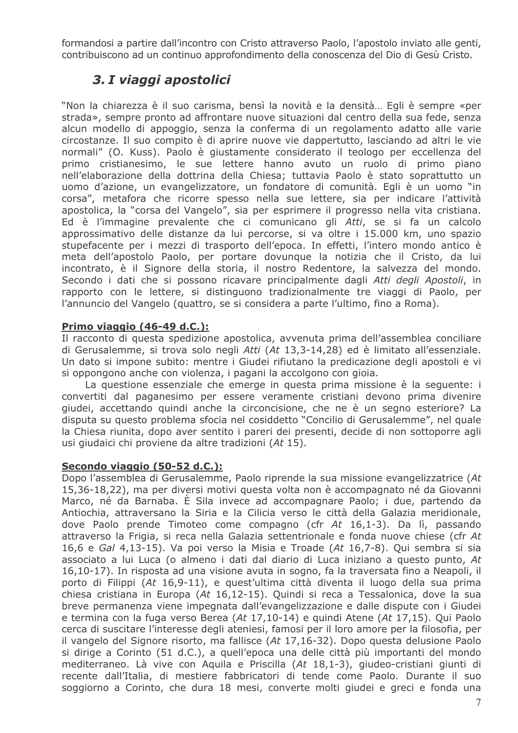formandosi a partire dall'incontro con Cristo attraverso Paolo, l'apostolo inviato alle genti, contribuiscono ad un continuo approfondimento della conoscenza del Dio di Gesù Cristo.

## 3. *I viaggi apostolici*

"Non la chiarezza è il suo carisma, bensì la novità e la densità… Egli è sempre «per strada», sempre pronto ad affrontare nuove situazioni dal centro della sua fede, senza alcun modello di appoggio, senza la conferma di un regolamento adatto alle varie circostanze. Il suo compito è di aprire nuove vie dappertutto, lasciando ad altri le vie normali" (O. Kuss). Paolo è giustamente considerato il teologo per eccellenza del primo cristianesimo, le sue lettere hanno avuto un ruolo di primo piano nell'elaborazione della dottrina della Chiesa; tuttavia Paolo è stato soprattutto un uomo d'azione, un evangelizzatore, un fondatore di comunità. Egli è un uomo "in corsa", metafora che ricorre spesso nella sue lettere, sia per indicare l'attività apostolica, la "corsa del Vangelo", sia per esprimere il progresso nella vita cristiana. Ed è l'immagine prevalente che ci comunicano gli *Atti*, se si fa un calcolo approssimativo delle distanze da lui percorse, si va oltre i 15.000 km, uno spazio stupefacente per i mezzi di trasporto dell'epoca. In effetti, l'intero mondo antico è meta dell'apostolo Paolo, per portare dovunque la notizia che il Cristo, da lui incontrato, è il Signore della storia, il nostro Redentore, la salvezza del mondo. Secondo i dati che si possono ricavare principalmente dagli *Atti degli Apostoli*, in rapporto con le lettere, si distinguono tradizionalmente tre viaggi di Paolo, per l'annuncio del Vangelo (quattro, se si considera a parte l'ultimo, fino a Roma).

**<u>Primo viaggio (46-49 d.C.):</u>**
Il racconto di questa spedizione apostolica, avvenuta prima dell'assemblea conciliare di Gerusalemme, si trova solo negli *Atti* (*At* 13,3-14,28) ed è limitato all'essenziale. Un dato si impone subito: mentre i Giudei rifiutano la predicazione degli apostoli e vi si oppongono anche con violenza, i pagani la accolgono con gioia.

La questione essenziale che emerge in questa prima missione è la seguente: i convertiti dal paganesimo per essere veramente cristiani devono prima divenire giudei, accettando quindi anche la circoncisione, che ne è un segno esteriore? La disputa su questo problema sfocia nel cosiddetto "Concilio di Gerusalemme", nel quale la Chiesa riunita, dopo aver sentito i pareri dei presenti, decide di non sottoporre agli usi giudaici chi proviene da altre tradizioni (*At* 15).

**<u>Secondo viaggio (50-52 d.C.):</u>**
Dopo l'assemblea di Gerusalemme, Paolo riprende la sua missione evangelizzatrice (*At* 15,36-18,22), ma per diversi motivi questa volta non è accompagnato né da Giovanni Marco, né da Barnaba. È Sila invece ad accompagnare Paolo; i due, partendo da Antiochia, attraversano la Siria e la Cilicia verso le città della Galazia meridionale, dove Paolo prende Timoteo come compagno (cfr *At* 16,1-3). Da lì, passando attraverso la Frigia, si reca nella Galazia settentrionale e fonda nuove chiese (cfr *At* 16,6 e *Gal* 4,13-15). Va poi verso la Misia e Troade (*At* 16,7-8). Qui sembra si sia associato a lui Luca (o almeno i dati dal diario di Luca iniziano a questo punto, *At* 16,10-17). In risposta ad una visione avuta in sogno, fa la traversata fino a Neapoli, il porto di Filippi (*At* 16,9-11), e quest'ultima città diventa il luogo della sua prima chiesa cristiana in Europa (*At* 16,12-15). Quindi si reca a Tessalonica, dove la sua breve permanenza viene impegnata dall'evangelizzazione e dalle dispute con i Giudei e termina con la fuga verso Berea (*At* 17,10-14) e quindi Atene (*At* 17,15). Qui Paolo cerca di suscitare l'interesse degli ateniesi, famosi per il loro amore per la filosofia, per il vangelo del Signore risorto, ma fallisce (*At* 17,16-32). Dopo questa delusione Paolo si dirige a Corinto (51 d.C.), a quell'epoca una delle città più importanti del mondo mediterraneo. Là vive con Aquila e Priscilla (*At* 18,1-3), giudeo-cristiani giunti di recente dall'Italia, di mestiere fabbricatori di tende come Paolo. Durante il suo soggiorno a Corinto, che dura 18 mesi, converte molti giudei e greci e fonda una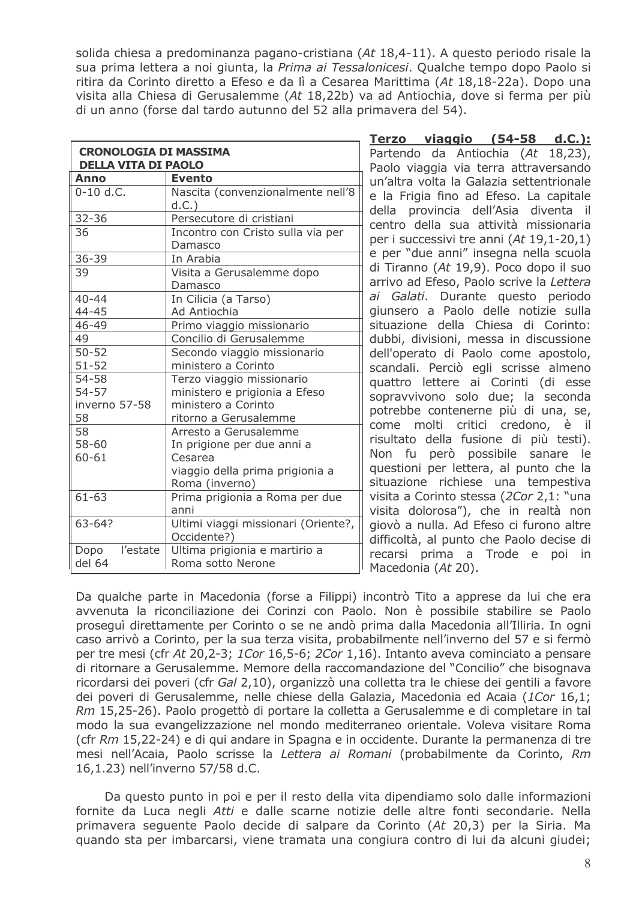solida chiesa a predominanza pagano-cristiana (*At* 18,4-11). A questo periodo risale la sua prima lettera a noi giunta, la *Prima ai Tessalonicesi*. Qualche tempo dopo Paolo si ritira da Corinto diretto a Efeso e da lì a Cesarea Marittima (*At* 18,18-22a). Dopo una visita alla Chiesa di Gerusalemme (*At* 18,22b) va ad Antiochia, dove si ferma per più di un anno (forse dal tardo autunno del 52 alla primavera del 54).

| **CRONOLOGIA DI MASSIMA DELLA VITA DI PAOLO** | |
|---|---|
| **Anno** | **Evento** |
| 0-10 d.C. | Nascita (convenzionalmente nell'8 d.C.) |
| 32-36 | Persecutore di cristiani |
| 36 | Incontro con Cristo sulla via per Damasco |
| 36-39 | In Arabia |
| 39 | Visita a Gerusalemme dopo Damasco |
| 40-44<br>44-45 | In Cilicia (a Tarso)<br>Ad Antiochia |
| 46-49 | Primo viaggio missionario |
| 49 | Concilio di Gerusalemme |
| 50-52<br>51-52 | Secondo viaggio missionario<br>ministero a Corinto |
| 54-58<br>54-57<br>inverno 57-58<br>58 | Terzo viaggio missionario<br>ministero e prigionia a Efeso<br>ministero a Corinto<br>ritorno a Gerusalemme |
| 58<br>58-60<br>60-61 | Arresto a Gerusalemme<br>In prigione per due anni a Cesarea<br>viaggio della prima prigionia a Roma (inverno) |
| 61-63 | Prima prigionia a Roma per due anni |
| 63-64? | Ultimi viaggi missionari (Oriente?, Occidente?) |
| Dopo l'estate del 64 | Ultima prigionia e martirio a Roma sotto Nerone |

**Terzo viaggio (54-58 d.C.):** Partendo da Antiochia (*At* 18,23), Paolo viaggia via terra attraversando un'altra volta la Galazia settentrionale e la Frigia fino ad Efeso. La capitale della provincia dell'Asia diventa il centro della sua attività missionaria per i successivi tre anni (*At* 19,1-20,1) e per "due anni" insegna nella scuola di Tiranno (*At* 19,9). Poco dopo il suo arrivo ad Efeso, Paolo scrive la *Lettera ai Galati*. Durante questo periodo giunsero a Paolo delle notizie sulla situazione della Chiesa di Corinto: dubbi, divisioni, messa in discussione dell'operato di Paolo come apostolo, scandali. Perciò egli scrisse almeno quattro lettere ai Corinti (di esse sopravvivono solo due; la seconda potrebbe contenerne più di una, se, come molti critici credono, è il risultato della fusione di più testi). Non fu però possibile sanare le questioni per lettera, al punto che la situazione richiese una tempestiva visita a Corinto stessa (*2Cor* 2,1: "una visita dolorosa"), che in realtà non giovò a nulla. Ad Efeso ci furono altre difficoltà, al punto che Paolo decise di recarsi prima a Trode e poi in Macedonia (*At* 20).

Da qualche parte in Macedonia (forse a Filippi) incontrò Tito a apprese da lui che era avvenuta la riconciliazione dei Corinzi con Paolo. Non è possibile stabilire se Paolo proseguì direttamente per Corinto o se ne andò prima dalla Macedonia all'Illiria. In ogni caso arrivò a Corinto, per la sua terza visita, probabilmente nell'inverno del 57 e si fermò per tre mesi (cfr *At* 20,2-3; *1Cor* 16,5-6; *2Cor* 1,16). Intanto aveva cominciato a pensare di ritornare a Gerusalemme. Memore della raccomandazione del "Concilio" che bisognava ricordarsi dei poveri (cfr *Gal* 2,10), organizzò una colletta tra le chiese dei gentili a favore dei poveri di Gerusalemme, nelle chiese della Galazia, Macedonia ed Acaia (*1Cor* 16,1; *Rm* 15,25-26). Paolo progettò di portare la colletta a Gerusalemme e di completare in tal modo la sua evangelizzazione nel mondo mediterraneo orientale. Voleva visitare Roma (cfr *Rm* 15,22-24) e di qui andare in Spagna e in occidente. Durante la permanenza di tre mesi nell'Acaia, Paolo scrisse la *Lettera ai Romani* (probabilmente da Corinto, *Rm* 16,1.23) nell'inverno 57/58 d.C.

Da questo punto in poi e per il resto della vita dipendiamo solo dalle informazioni fornite da Luca negli *Atti* e dalle scarne notizie delle altre fonti secondarie. Nella primavera seguente Paolo decide di salpare da Corinto (*At* 20,3) per la Siria. Ma quando sta per imbarcarsi, viene tramata una congiura contro di lui da alcuni giudei;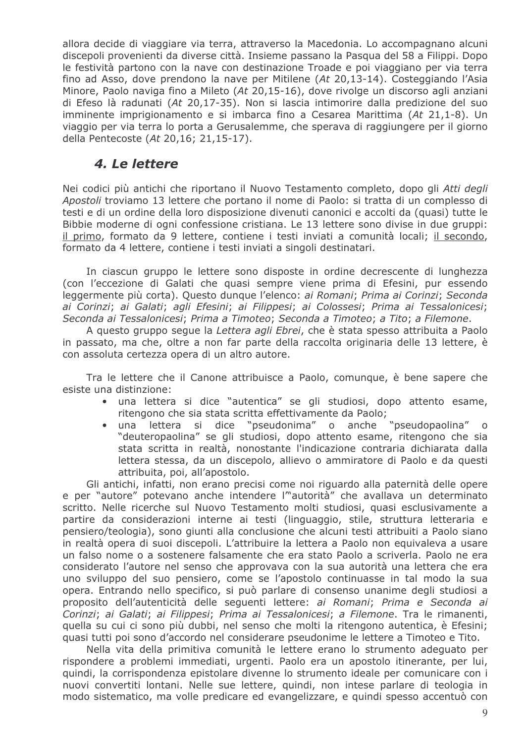allora decide di viaggiare via terra, attraverso la Macedonia. Lo accompagnano alcuni discepoli provenienti da diverse città. Insieme passano la Pasqua del 58 a Filippi. Dopo le festività partono con la nave con destinazione Troade e poi viaggiano per via terra fino ad Asso, dove prendono la nave per Mitilene (*At* 20,13-14). Costeggiando l'Asia Minore, Paolo naviga fino a Mileto (*At* 20,15-16), dove rivolge un discorso agli anziani di Efeso là radunati (*At* 20,17-35). Non si lascia intimorire dalla predizione del suo imminente imprigionamento e si imbarca fino a Cesarea Marittima (*At* 21,1-8). Un viaggio per via terra lo porta a Gerusalemme, che sperava di raggiungere per il giorno della Pentecoste (*At* 20,16; 21,15-17).

## 4. Le lettere

Nei codici più antichi che riportano il Nuovo Testamento completo, dopo gli *Atti degli Apostoli* troviamo 13 lettere che portano il nome di Paolo: si tratta di un complesso di testi e di un ordine della loro disposizione divenuti canonici e accolti da (quasi) tutte le Bibbie moderne di ogni confessione cristiana. Le 13 lettere sono divise in due gruppi: <u>il primo</u>, formato da 9 lettere, contiene i testi inviati a comunità locali; <u>il secondo</u>, formato da 4 lettere, contiene i testi inviati a singoli destinatari.

In ciascun gruppo le lettere sono disposte in ordine decrescente di lunghezza (con l'eccezione di Galati che quasi sempre viene prima di Efesini, pur essendo leggermente più corta). Questo dunque l'elenco: *ai Romani*; *Prima ai Corinzi*; *Seconda ai Corinzi*; *ai Galati*; *agli Efesini*; *ai Filippesi*; *ai Colossesi*; *Prima ai Tessalonicesi*; *Seconda ai Tessalonicesi*; *Prima a Timoteo*; *Seconda a Timoteo*; *a Tito*; *a Filemone*.

A questo gruppo segue la *Lettera agli Ebrei*, che è stata spesso attribuita a Paolo in passato, ma che, oltre a non far parte della raccolta originaria delle 13 lettere, è con assoluta certezza opera di un altro autore.

Tra le lettere che il Canone attribuisce a Paolo, comunque, è bene sapere che esiste una distinzione:

- una lettera si dice "autentica" se gli studiosi, dopo attento esame, ritengono che sia stata scritta effettivamente da Paolo;
- una lettera si dice "pseudonima" o anche "pseudopaolina" o "deuteropaolina" se gli studiosi, dopo attento esame, ritengono che sia stata scritta in realtà, nonostante l'indicazione contraria dichiarata dalla lettera stessa, da un discepolo, allievo o ammiratore di Paolo e da questi attribuita, poi, all'apostolo.

Gli antichi, infatti, non erano precisi come noi riguardo alla paternità delle opere e per "autore" potevano anche intendere l'"autorità" che avallava un determinato scritto. Nelle ricerche sul Nuovo Testamento molti studiosi, quasi esclusivamente a partire da considerazioni interne ai testi (linguaggio, stile, struttura letteraria e pensiero/teologia), sono giunti alla conclusione che alcuni testi attribuiti a Paolo siano in realtà opera di suoi discepoli. L'attribuire la lettera a Paolo non equivaleva a usare un falso nome o a sostenere falsamente che era stato Paolo a scriverla. Paolo ne era considerato l'autore nel senso che approvava con la sua autorità una lettera che era uno sviluppo del suo pensiero, come se l'apostolo continuasse in tal modo la sua opera. Entrando nello specifico, si può parlare di consenso unanime degli studiosi a proposito dell'autenticità delle seguenti lettere: *ai Romani*; *Prima e Seconda ai Corinzi*; *ai Galati*; *ai Filippesi*; *Prima ai Tessalonicesi*; *a Filemone*. Tra le rimanenti, quella su cui ci sono più dubbi, nel senso che molti la ritengono autentica, è Efesini; quasi tutti poi sono d'accordo nel considerare pseudonime le lettere a Timoteo e Tito.

Nella vita della primitiva comunità le lettere erano lo strumento adeguato per rispondere a problemi immediati, urgenti. Paolo era un apostolo itinerante, per lui, quindi, la corrispondenza epistolare divenne lo strumento ideale per comunicare con i nuovi convertiti lontani. Nelle sue lettere, quindi, non intese parlare di teologia in modo sistematico, ma volle predicare ed evangelizzare, e quindi spesso accentuò con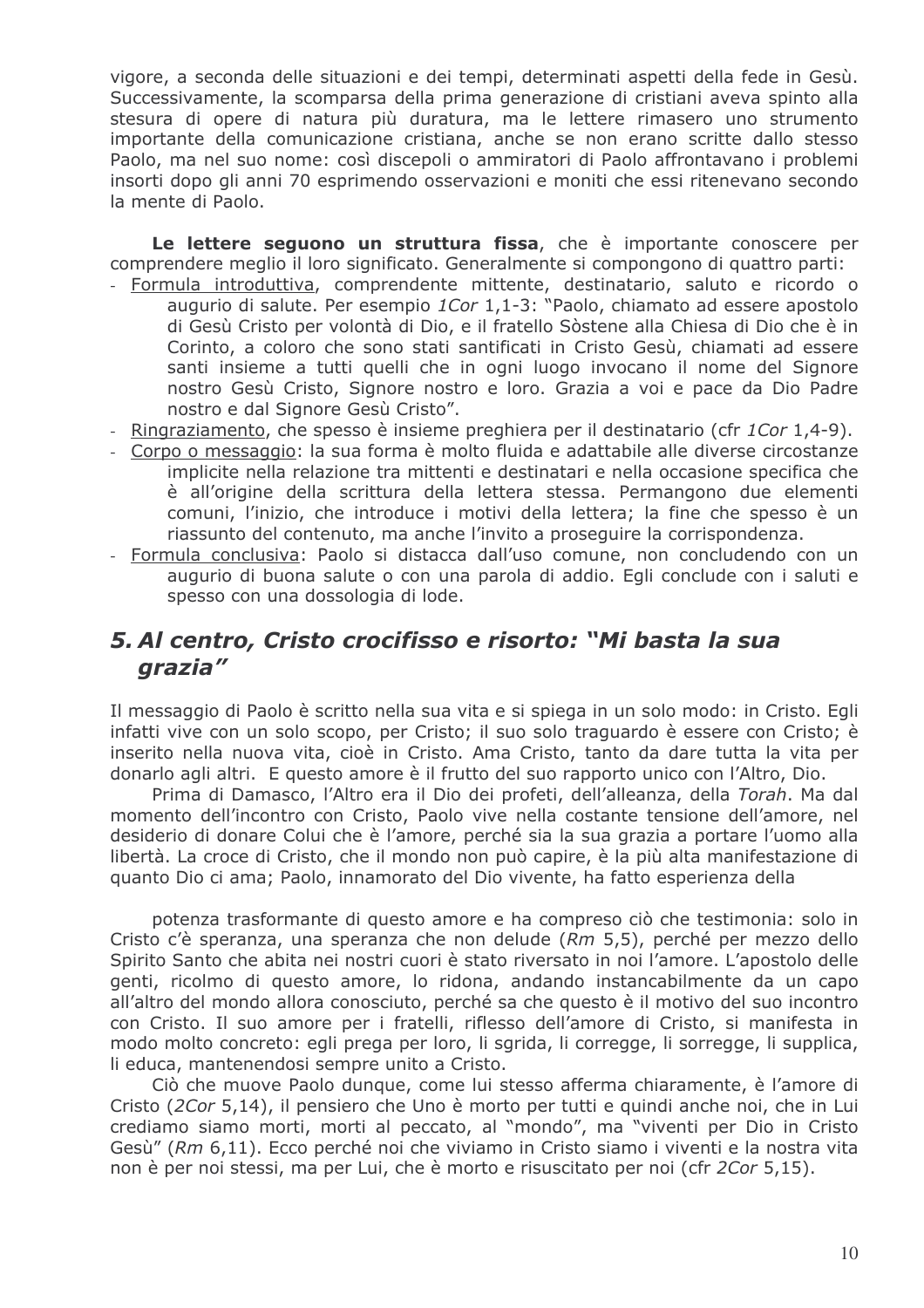vigore, a seconda delle situazioni e dei tempi, determinati aspetti della fede in Gesù. Successivamente, la scomparsa della prima generazione di cristiani aveva spinto alla stesura di opere di natura più duratura, ma le lettere rimasero uno strumento importante della comunicazione cristiana, anche se non erano scritte dallo stesso Paolo, ma nel suo nome: così discepoli o ammiratori di Paolo affrontavano i problemi insorti dopo gli anni 70 esprimendo osservazioni e moniti che essi ritenevano secondo la mente di Paolo.

**Le lettere seguono un struttura fissa**, che è importante conoscere per comprendere meglio il loro significato. Generalmente si compongono di quattro parti:

- Formula introduttiva, comprendente mittente, destinatario, saluto e ricordo o augurio di salute. Per esempio *1Cor* 1,1-3: "Paolo, chiamato ad essere apostolo di Gesù Cristo per volontà di Dio, e il fratello Sòstene alla Chiesa di Dio che è in Corinto, a coloro che sono stati santificati in Cristo Gesù, chiamati ad essere santi insieme a tutti quelli che in ogni luogo invocano il nome del Signore nostro Gesù Cristo, Signore nostro e loro. Grazia a voi e pace da Dio Padre nostro e dal Signore Gesù Cristo".
- Ringraziamento, che spesso è insieme preghiera per il destinatario (cfr *1Cor* 1,4-9).
- Corpo o messaggio: la sua forma è molto fluida e adattabile alle diverse circostanze implicite nella relazione tra mittenti e destinatari e nella occasione specifica che è all'origine della scrittura della lettera stessa. Permangono due elementi comuni, l'inizio, che introduce i motivi della lettera; la fine che spesso è un riassunto del contenuto, ma anche l'invito a proseguire la corrispondenza.
- Formula conclusiva: Paolo si distacca dall'uso comune, non concludendo con un augurio di buona salute o con una parola di addio. Egli conclude con i saluti e spesso con una dossologia di lode.

## 5. Al centro, Cristo crocifisso e risorto: "Mi basta la sua grazia"

Il messaggio di Paolo è scritto nella sua vita e si spiega in un solo modo: in Cristo. Egli infatti vive con un solo scopo, per Cristo; il suo solo traguardo è essere con Cristo; è inserito nella nuova vita, cioè in Cristo. Ama Cristo, tanto da dare tutta la vita per donarlo agli altri. E questo amore è il frutto del suo rapporto unico con l'Altro, Dio.

Prima di Damasco, l'Altro era il Dio dei profeti, dell'alleanza, della *Torah*. Ma dal momento dell'incontro con Cristo, Paolo vive nella costante tensione dell'amore, nel desiderio di donare Colui che è l'amore, perché sia la sua grazia a portare l'uomo alla libertà. La croce di Cristo, che il mondo non può capire, è la più alta manifestazione di quanto Dio ci ama; Paolo, innamorato del Dio vivente, ha fatto esperienza della potenza trasformante di questo amore e ha compreso ciò che testimonia: solo in Cristo c'è speranza, una speranza che non delude (*Rm* 5,5), perché per mezzo dello Spirito Santo che abita nei nostri cuori è stato riversato in noi l'amore. L'apostolo delle genti, ricolmo di questo amore, lo ridona, andando instancabilmente da un capo all'altro del mondo allora conosciuto, perché sa che questo è il motivo del suo incontro con Cristo. Il suo amore per i fratelli, riflesso dell'amore di Cristo, si manifesta in modo molto concreto: egli prega per loro, li sgrida, li corregge, li sorregge, li supplica, li educa, mantenendosi sempre unito a Cristo.

Ciò che muove Paolo dunque, come lui stesso afferma chiaramente, è l'amore di Cristo (*2Cor* 5,14), il pensiero che Uno è morto per tutti e quindi anche noi, che in Lui crediamo siamo morti, morti al peccato, al "mondo", ma "viventi per Dio in Cristo Gesù" (*Rm* 6,11). Ecco perché noi che viviamo in Cristo siamo i viventi e la nostra vita non è per noi stessi, ma per Lui, che è morto e risuscitato per noi (cfr *2Cor* 5,15).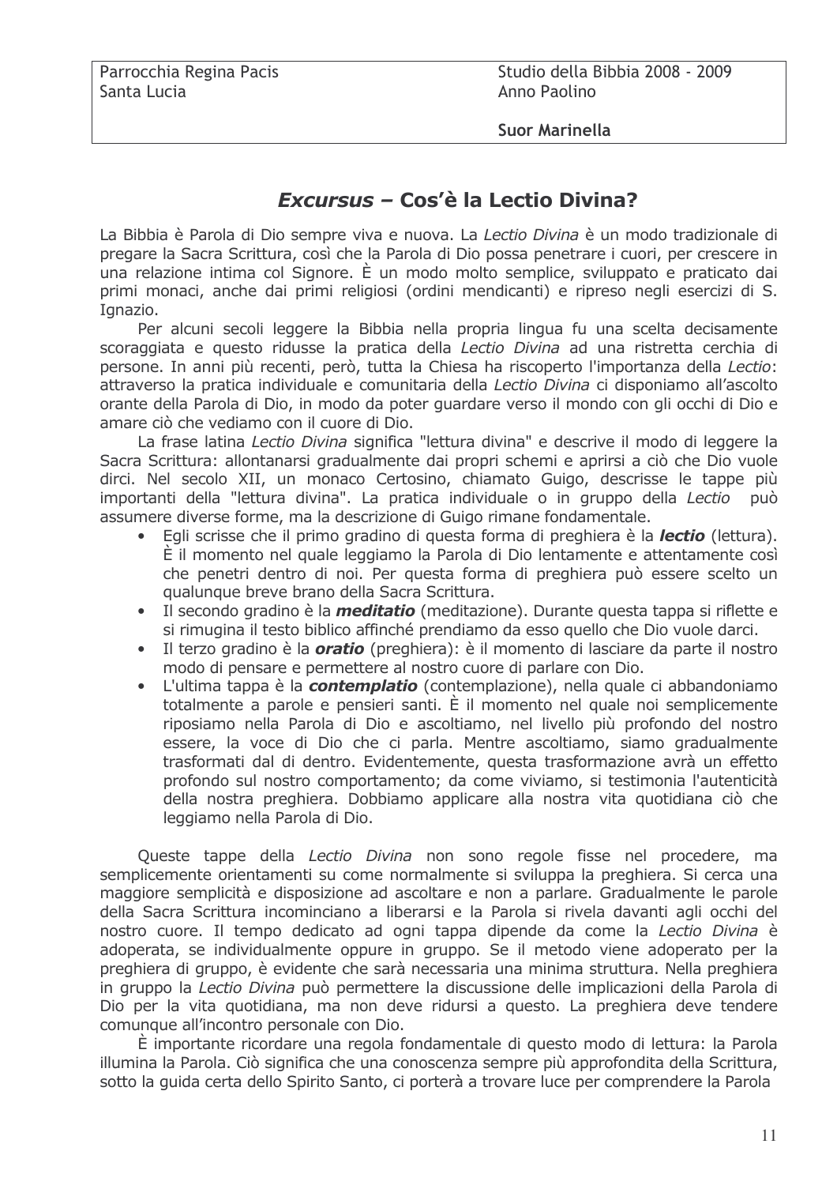## *Excursus* – Cos'è la Lectio Divina?

La Bibbia è Parola di Dio sempre viva e nuova. La *Lectio Divina* è un modo tradizionale di pregare la Sacra Scrittura, così che la Parola di Dio possa penetrare i cuori, per crescere in una relazione intima col Signore. È un modo molto semplice, sviluppato e praticato dai primi monaci, anche dai primi religiosi (ordini mendicanti) e ripreso negli esercizi di S. Ignazio.

Per alcuni secoli leggere la Bibbia nella propria lingua fu una scelta decisamente scoraggiata e questo ridusse la pratica della *Lectio Divina* ad una ristretta cerchia di persone. In anni più recenti, però, tutta la Chiesa ha riscoperto l'importanza della *Lectio*: attraverso la pratica individuale e comunitaria della *Lectio Divina* ci disponiamo all'ascolto orante della Parola di Dio, in modo da poter guardare verso il mondo con gli occhi di Dio e amare ciò che vediamo con il cuore di Dio.

La frase latina *Lectio Divina* significa "lettura divina" e descrive il modo di leggere la Sacra Scrittura: allontanarsi gradualmente dai propri schemi e aprirsi a ciò che Dio vuole dirci. Nel secolo XII, un monaco Certosino, chiamato Guigo, descrisse le tappe più importanti della "lettura divina". La pratica individuale o in gruppo della *Lectio* può assumere diverse forme, ma la descrizione di Guigo rimane fondamentale.

- Egli scrisse che il primo gradino di questa forma di preghiera è la ***lectio*** (lettura). È il momento nel quale leggiamo la Parola di Dio lentamente e attentamente così che penetri dentro di noi. Per questa forma di preghiera può essere scelto un qualunque breve brano della Sacra Scrittura.
- Il secondo gradino è la ***meditatio*** (meditazione). Durante questa tappa si riflette e si rimugina il testo biblico affinché prendiamo da esso quello che Dio vuole darci.
- Il terzo gradino è la ***oratio*** (preghiera): è il momento di lasciare da parte il nostro modo di pensare e permettere al nostro cuore di parlare con Dio.
- L'ultima tappa è la ***contemplatio*** (contemplazione), nella quale ci abbandoniamo totalmente a parole e pensieri santi. È il momento nel quale noi semplicemente riposiamo nella Parola di Dio e ascoltiamo, nel livello più profondo del nostro essere, la voce di Dio che ci parla. Mentre ascoltiamo, siamo gradualmente trasformati dal di dentro. Evidentemente, questa trasformazione avrà un effetto profondo sul nostro comportamento; da come viviamo, si testimonia l'autenticità della nostra preghiera. Dobbiamo applicare alla nostra vita quotidiana ciò che leggiamo nella Parola di Dio.

Queste tappe della *Lectio Divina* non sono regole fisse nel procedere, ma semplicemente orientamenti su come normalmente si sviluppa la preghiera. Si cerca una maggiore semplicità e disposizione ad ascoltare e non a parlare. Gradualmente le parole della Sacra Scrittura incominciano a liberarsi e la Parola si rivela davanti agli occhi del nostro cuore. Il tempo dedicato ad ogni tappa dipende da come la *Lectio Divina* è adoperata, se individualmente oppure in gruppo. Se il metodo viene adoperato per la preghiera di gruppo, è evidente che sarà necessaria una minima struttura. Nella preghiera in gruppo la *Lectio Divina* può permettere la discussione delle implicazioni della Parola di Dio per la vita quotidiana, ma non deve ridursi a questo. La preghiera deve tendere comunque all'incontro personale con Dio.

È importante ricordare una regola fondamentale di questo modo di lettura: la Parola illumina la Parola. Ciò significa che una conoscenza sempre più approfondita della Scrittura, sotto la guida certa dello Spirito Santo, ci porterà a trovare luce per comprendere la Parola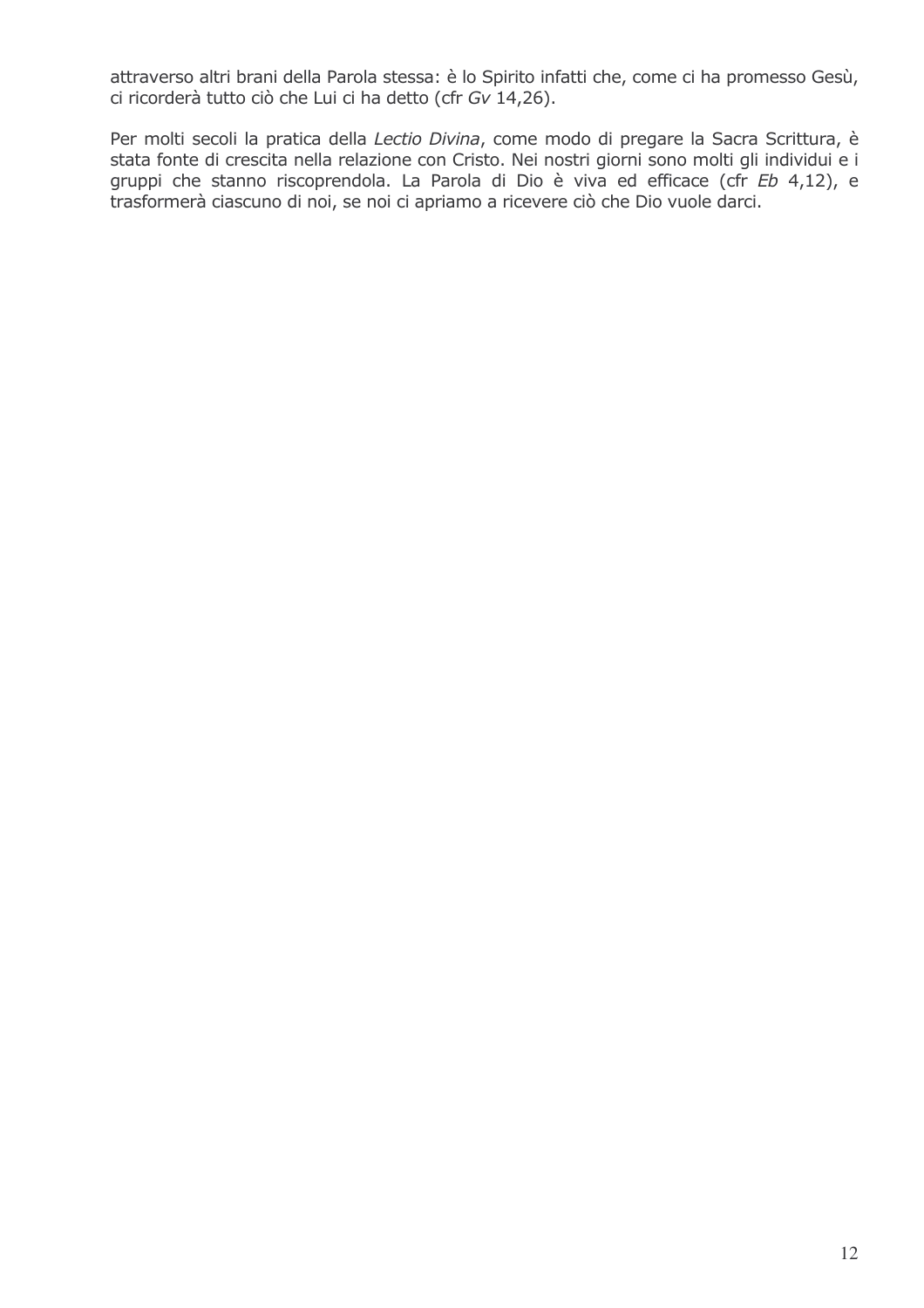attraverso altri brani della Parola stessa: è lo Spirito infatti che, come ci ha promesso Gesù, ci ricorderà tutto ciò che Lui ci ha detto (cfr *Gv* 14,26).

Per molti secoli la pratica della *Lectio Divina*, come modo di pregare la Sacra Scrittura, è stata fonte di crescita nella relazione con Cristo. Nei nostri giorni sono molti gli individui e i gruppi che stanno riscoprendola. La Parola di Dio è viva ed efficace (cfr *Eb* 4,12), e trasformerà ciascuno di noi, se noi ci apriamo a ricevere ciò che Dio vuole darci.